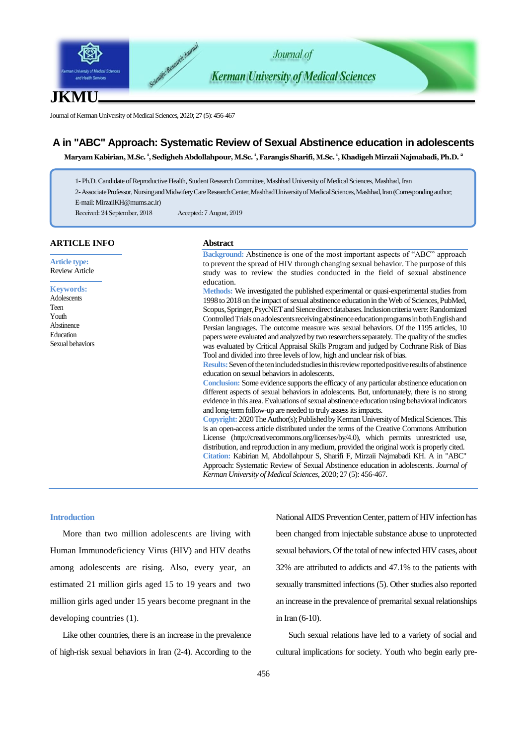# A in "ABC" Approach: Systematic Review of Sexual Abstinence education in adolescents

**Maryam Kabirian, M.Sc. [1], Sedigheh Abdollahpour, M.Sc. [1], Farangis Sharifi, M.Sc. [1], Khadigeh Mirzaii Najmabadi, Ph.D. [2]**

1- Ph.D. Candidate of Reproductive Health, Student Research Committee, Mashhad University of Medical Sciences, Mashhad, Iran

2- Associate Professor, Nursing and Midwifery Care Research Center, Mashhad University of Medical Sciences, Mashhad, Iran (Corresponding author; E-mail: MirzaiiKH@mums.ac.ir)

Received: 24 September, 2018    Accepted: 7 August, 2019

## ARTICLE INFO

**Article type:**
Review Article

**Keywords:**
Adolescents
Teen
Youth
Abstinence
Education
Sexual behaviors

## Abstract

**Background:** Abstinence is one of the most important aspects of "ABC" approach to prevent the spread of HIV through changing sexual behavior. The purpose of this study was to review the studies conducted in the field of sexual abstinence education.

**Methods:** We investigated the published experimental or quasi-experimental studies from 1998 to 2018 on the impact of sexual abstinence education in the Web of Sciences, PubMed, Scopus, Springer, PsycNET and Sience direct databases. Inclusion criteria were: Randomized Controlled Trials on adolescents receiving abstinence education programs in both English and Persian languages. The outcome measure was sexual behaviors. Of the 1195 articles, 10 papers were evaluated and analyzed by two researchers separately. The quality of the studies was evaluated by Critical Appraisal Skills Program and judged by Cochrane Risk of Bias Tool and divided into three levels of low, high and unclear risk of bias.

**Results:** Seven of the ten included studies in this review reported positive results of abstinence education on sexual behaviors in adolescents.

**Conclusion:** Some evidence supports the efficacy of any particular abstinence education on different aspects of sexual behaviors in adolescents. But, unfortunately, there is no strong evidence in this area. Evaluations of sexual abstinence education using behavioral indicators and long-term follow-up are needed to truly assess its impacts.

**Copyright:** 2020 The Author(s); Published by Kerman University of Medical Sciences. This is an open-access article distributed under the terms of the Creative Commons Attribution License (http://creativecommons.org/licenses/by/4.0), which permits unrestricted use, distribution, and reproduction in any medium, provided the original work is properly cited.

**Citation:** Kabirian M, Abdollahpour S, Sharifi F, Mirzaii Najmabadi KH. A in "ABC" Approach: Systematic Review of Sexual Abstinence education in adolescents. *Journal of Kerman University of Medical Sciences*, 2020; 27 (5): 456-467.

## Introduction

More than two million adolescents are living with Human Immunodeficiency Virus (HIV) and HIV deaths among adolescents are rising. Also, every year, an estimated 21 million girls aged 15 to 19 years and two million girls aged under 15 years become pregnant in the developing countries (1).

Like other countries, there is an increase in the prevalence of high-risk sexual behaviors in Iran (2-4). According to the National AIDS Prevention Center, pattern of HIV infection has been changed from injectable substance abuse to unprotected sexual behaviors. Of the total of new infected HIV cases, about 32% are attributed to addicts and 47.1% to the patients with sexually transmitted infections (5). Other studies also reported an increase in the prevalence of premarital sexual relationships in Iran (6-10).

Such sexual relations have led to a variety of social and cultural implications for society. Youth who begin early pre-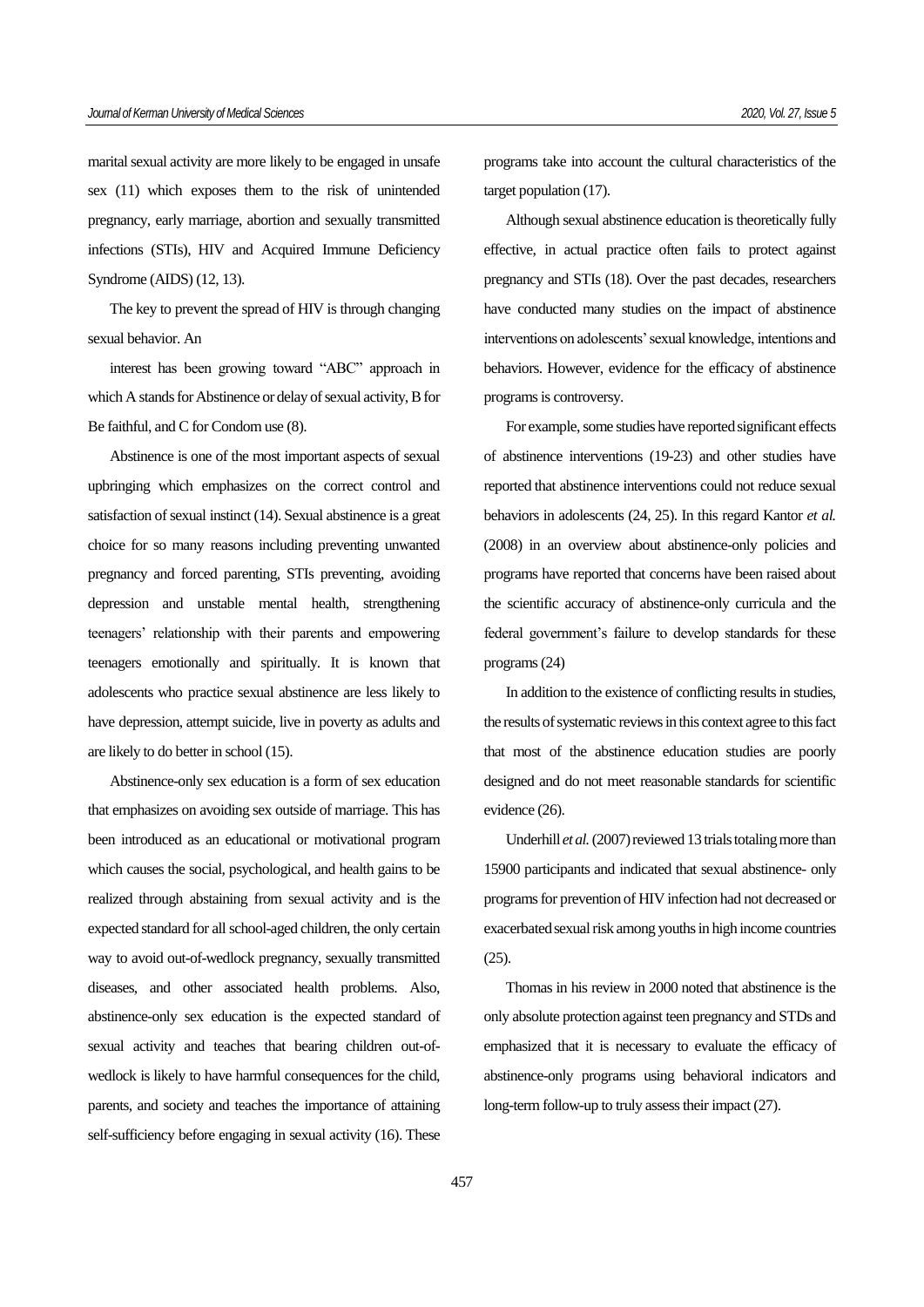marital sexual activity are more likely to be engaged in unsafe sex (11) which exposes them to the risk of unintended pregnancy, early marriage, abortion and sexually transmitted infections (STIs), HIV and Acquired Immune Deficiency Syndrome (AIDS) (12, 13).

The key to prevent the spread of HIV is through changing sexual behavior. An

interest has been growing toward "ABC" approach in which A stands for Abstinence or delay of sexual activity, B for Be faithful, and C for Condom use (8).

Abstinence is one of the most important aspects of sexual upbringing which emphasizes on the correct control and satisfaction of sexual instinct (14). Sexual abstinence is a great choice for so many reasons including preventing unwanted pregnancy and forced parenting, STIs preventing, avoiding depression and unstable mental health, strengthening teenagers' relationship with their parents and empowering teenagers emotionally and spiritually. It is known that adolescents who practice sexual abstinence are less likely to have depression, attempt suicide, live in poverty as adults and are likely to do better in school (15).

Abstinence-only sex education is a form of sex education that emphasizes on avoiding sex outside of marriage. This has been introduced as an educational or motivational program which causes the social, psychological, and health gains to be realized through abstaining from sexual activity and is the expected standard for all school-aged children, the only certain way to avoid out-of-wedlock pregnancy, sexually transmitted diseases, and other associated health problems. Also, abstinence-only sex education is the expected standard of sexual activity and teaches that bearing children out-of-wedlock is likely to have harmful consequences for the child, parents, and society and teaches the importance of attaining self-sufficiency before engaging in sexual activity (16). These programs take into account the cultural characteristics of the target population (17).

Although sexual abstinence education is theoretically fully effective, in actual practice often fails to protect against pregnancy and STIs (18). Over the past decades, researchers have conducted many studies on the impact of abstinence interventions on adolescents' sexual knowledge, intentions and behaviors. However, evidence for the efficacy of abstinence programs is controversy.

For example, some studies have reported significant effects of abstinence interventions (19-23) and other studies have reported that abstinence interventions could not reduce sexual behaviors in adolescents (24, 25). In this regard Kantor *et al.* (2008) in an overview about abstinence-only policies and programs have reported that concerns have been raised about the scientific accuracy of abstinence-only curricula and the federal government's failure to develop standards for these programs (24)

In addition to the existence of conflicting results in studies, the results of systematic reviews in this context agree to this fact that most of the abstinence education studies are poorly designed and do not meet reasonable standards for scientific evidence (26).

Underhill *et al.* (2007) reviewed 13 trials totaling more than 15900 participants and indicated that sexual abstinence- only programs for prevention of HIV infection had not decreased or exacerbated sexual risk among youths in high income countries (25).

Thomas in his review in 2000 noted that abstinence is the only absolute protection against teen pregnancy and STDs and emphasized that it is necessary to evaluate the efficacy of abstinence-only programs using behavioral indicators and long-term follow-up to truly assess their impact (27).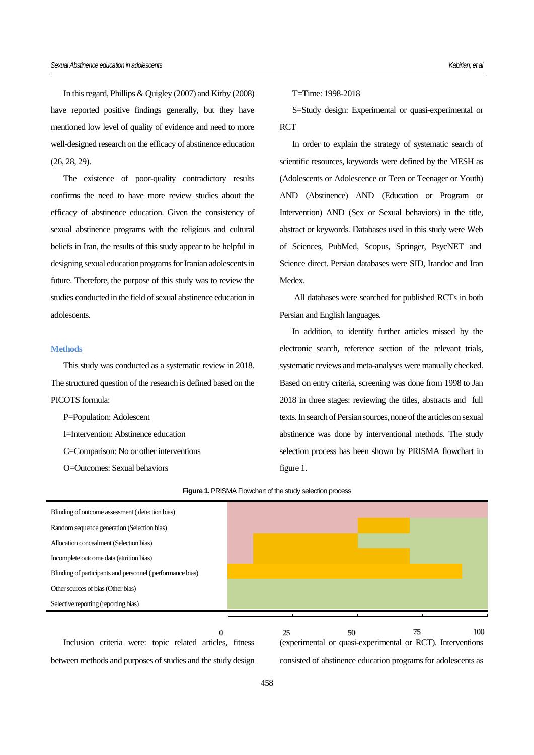In this regard, Phillips & Quigley (2007) and Kirby (2008) have reported positive findings generally, but they have mentioned low level of quality of evidence and need to more well-designed research on the efficacy of abstinence education (26, 28, 29).

The existence of poor-quality contradictory results confirms the need to have more review studies about the efficacy of abstinence education. Given the consistency of sexual abstinence programs with the religious and cultural beliefs in Iran, the results of this study appear to be helpful in designing sexual education programs for Iranian adolescents in future. Therefore, the purpose of this study was to review the studies conducted in the field of sexual abstinence education in adolescents.

## Methods

This study was conducted as a systematic review in 2018. The structured question of the research is defined based on the PICOTS formula:

P=Population: Adolescent

I=Intervention: Abstinence education

C=Comparison: No or other interventions

O=Outcomes: Sexual behaviors

T=Time: 1998-2018

S=Study design: Experimental or quasi-experimental or RCT

In order to explain the strategy of systematic search of scientific resources, keywords were defined by the MESH as (Adolescents or Adolescence or Teen or Teenager or Youth) AND (Abstinence) AND (Education or Program or Intervention) AND (Sex or Sexual behaviors) in the title, abstract or keywords. Databases used in this study were Web of Sciences, PubMed, Scopus, Springer, PsycNET and Science direct. Persian databases were SID, Irandoc and Iran Medex.

All databases were searched for published RCTs in both Persian and English languages.

In addition, to identify further articles missed by the electronic search, reference section of the relevant trials, systematic reviews and meta-analyses were manually checked. Based on entry criteria, screening was done from 1998 to Jan 2018 in three stages: reviewing the titles, abstracts and full texts. In search of Persian sources, none of the articles on sexual abstinence was done by interventional methods. The study selection process has been shown by PRISMA flowchart in figure 1.

**Figure 1.** PRISMA Flowchart of the study selection process

Blinding of outcome assessment ( detection bias)

Random sequence generation (Selection bias)

Allocation concealment (Selection bias)

Incomplete outcome data (attrition bias)

Blinding of participants and personnel ( performance bias)

Other sources of bias (Other bias)

Selective reporting (reporting bias)

0 25 50 75 100

Inclusion criteria were: topic related articles, fitness between methods and purposes of studies and the study design (experimental or quasi-experimental or RCT). Interventions consisted of abstinence education programs for adolescents as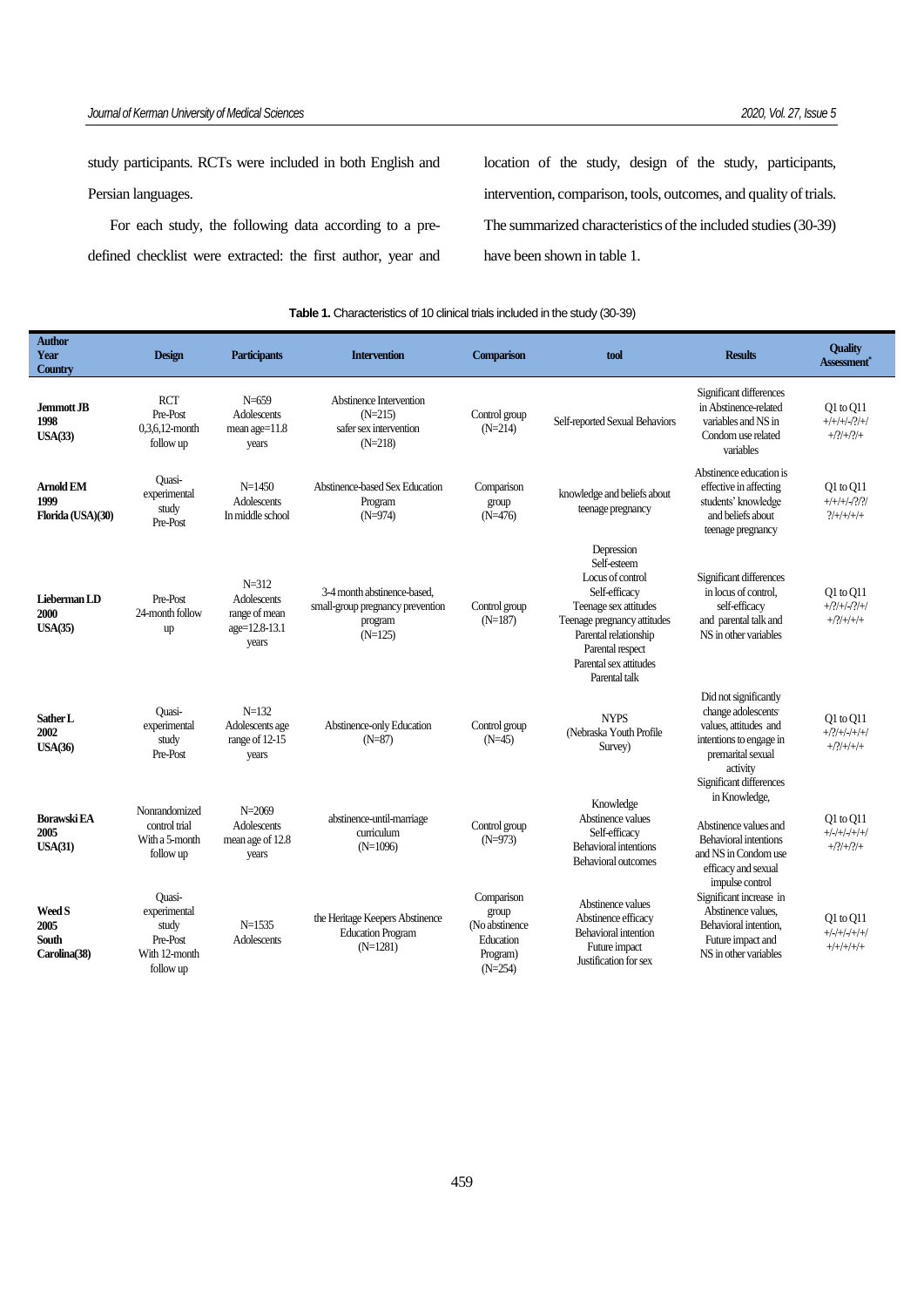study participants. RCTs were included in both English and Persian languages.

For each study, the following data according to a pre-defined checklist were extracted: the first author, year and location of the study, design of the study, participants, intervention, comparison, tools, outcomes, and quality of trials. The summarized characteristics of the included studies (30-39) have been shown in table 1.

**Table 1.** Characteristics of 10 clinical trials included in the study (30-39)

| Author Year Country | Design | Participants | Intervention | Comparison | tool | Results | Quality Assessment* |
|---|---|---|---|---|---|---|---|
| **Jemmott JB 1998 USA(33)** | RCT Pre-Post 0,3,6,12-month follow up | N=659 Adolescents mean age=11.8 years | Abstinence Intervention (N=215) safer sex intervention (N=218) | Control group (N=214) | Self-reported Sexual Behaviors | Significant differences in Abstinence-related variables and NS in Condom use related variables | Q1 to Q11 +/+/+/-/?/+/ +/?/+/?/+ |
| **Arnold EM 1999 Florida (USA)(30)** | Quasi-experimental study Pre-Post | N=1450 Adolescents In middle school | Abstinence-based Sex Education Program (N=974) | Comparison group (N=476) | knowledge and beliefs about teenage pregnancy | Abstinence education is effective in affecting students' knowledge and beliefs about teenage pregnancy | Q1 to Q11 +/+/+/-/?/?/ ?/+/+/+/+ |
| **Lieberman LD 2000 USA(35)** | Pre-Post 24-month follow up | N=312 Adolescents range of mean age=12.8-13.1 years | 3-4 month abstinence-based, small-group pregnancy prevention program (N=125) | Control group (N=187) | Depression Self-esteem Locus of control Self-efficacy Teenage sex attitudes Teenage pregnancy attitudes Parental relationship Parental respect Parental sex attitudes Parental talk | Significant differences in locus of control, self-efficacy and parental talk and NS in other variables | Q1 to Q11 +/?/+/-/?/+/ +/?/+/+/+ |
| **Sather L 2002 USA(36)** | Quasi-experimental study Pre-Post | N=132 Adolescents age range of 12-15 years | Abstinence-only Education (N=87) | Control group (N=45) | NYPS (Nebraska Youth Profile Survey) | Did not significantly change adolescents' values, attitudes and intentions to engage in premarital sexual activity | Q1 to Q11 +/?/+/-/+/+/ +/?/+/+/+ |
| **Borawski EA 2005 USA(31)** | Nonrandomized control trial With a 5-month follow up | N=2069 Adolescents mean age of 12.8 years | abstinence-until-marriage curriculum (N=1096) | Control group (N=973) | Knowledge Abstinence values Self-efficacy Behavioral intentions Behavioral outcomes | Significant differences in Knowledge, Abstinence values and Behavioral intentions and NS in Condom use efficacy and sexual impulse control | Q1 to Q11 +/-/+/-/+/+/ +/?/+/?/+ |
| **Weed S 2005 South Carolina(38)** | Quasi-experimental study Pre-Post With 12-month follow up | N=1535 Adolescents | the Heritage Keepers Abstinence Education Program (N=1281) | Comparison group (No abstinence Education Program) (N=254) | Abstinence values Abstinence efficacy Behavioral intention Future impact Justification for sex | Significant increase in Abstinence values, Behavioral intention, Future impact and NS in other variables | Q1 to Q11 +/-/+/-/+/+/ +/+/+/+/+ |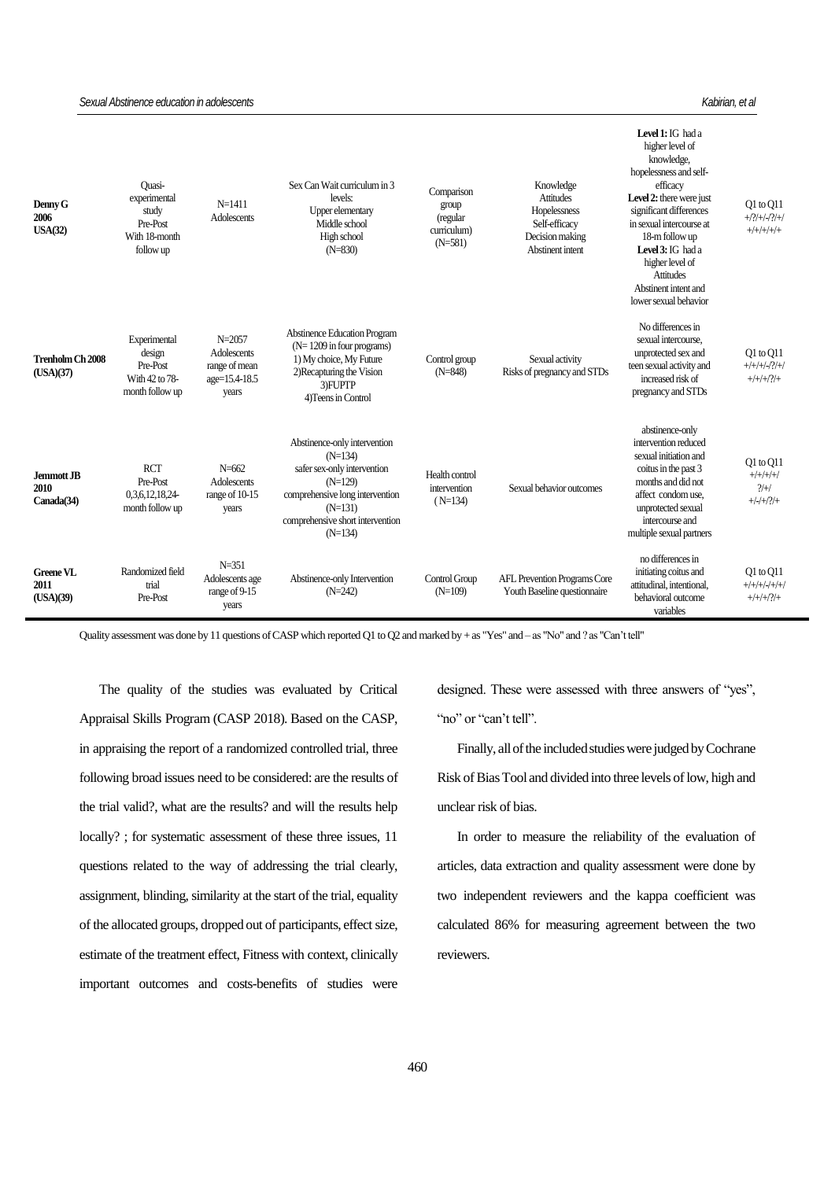| | | | | | | | |
|---|---|---|---|---|---|---|---|
| **Denny G 2006 USA(32)** | Quasi-experimental study Pre-Post With 18-month follow up | N=1411 Adolescents | Sex Can Wait curriculum in 3 levels: Upper elementary Middle school High school (N=830) | Comparison group (regular curriculum) (N=581) | Knowledge Attitudes Hopelessness Self-efficacy Decision making Abstinent intent | **Level 1:** IG had a higher level of knowledge, hopelessness and self-efficacy **Level 2:** there were just significant differences in sexual intercourse at 18-m follow up **Level 3:** IG had a higher level of Attitudes Abstinent intent and lower sexual behavior | Q1 to Q11 +/?/+/-/?/+/ +/+/+/+/+ |
| **Trenholm Ch 2008 (USA)(37)** | Experimental design Pre-Post With 42 to 78-month follow up | N=2057 Adolescents range of mean age=15.4-18.5 years | Abstinence Education Program (N= 1209 in four programs) 1) My choice, My Future 2)Recapturing the Vision 3)FUPTP 4)Teens in Control | Control group (N=848) | Sexual activity Risks of pregnancy and STDs | No differences in sexual intercourse, unprotected sex and teen sexual activity and increased risk of pregnancy and STDs | Q1 to Q11 +/+/+/-/?/+/ +/+/+/?/+ |
| **Jemmott JB 2010 Canada(34)** | RCT Pre-Post 0,3,6,12,18,24-month follow up | N=662 Adolescents range of 10-15 years | Abstinence-only intervention (N=134) safer sex-only intervention (N=129) comprehensive long intervention (N=131) comprehensive short intervention (N=134) | Health control intervention ( N=134) | Sexual behavior outcomes | abstinence-only intervention reduced sexual initiation and coitus in the past 3 months and did not affect condom use, unprotected sexual intercourse and multiple sexual partners | Q1 to Q11 +/+/+/+/ ?/+/ +/-/+/?/+ |
| **Greene VL 2011 (USA)(39)** | Randomized field trial Pre-Post | N=351 Adolescents age range of 9-15 years | Abstinence-only Intervention (N=242) | Control Group (N=109) | AFL Prevention Programs Core Youth Baseline questionnaire | no differences in initiating coitus and attitudinal, intentional, behavioral outcome variables | Q1 to Q11 +/+/+/-/+/+/ +/+/+/?/+ |

Quality assessment was done by 11 questions of CASP which reported Q1 to Q2 and marked by + as "Yes" and – as "No" and ? as "Can't tell"

The quality of the studies was evaluated by Critical Appraisal Skills Program (CASP 2018). Based on the CASP, in appraising the report of a randomized controlled trial, three following broad issues need to be considered: are the results of the trial valid?, what are the results? and will the results help locally? ; for systematic assessment of these three issues, 11 questions related to the way of addressing the trial clearly, assignment, blinding, similarity at the start of the trial, equality of the allocated groups, dropped out of participants, effect size, estimate of the treatment effect, Fitness with context, clinically important outcomes and costs-benefits of studies were designed. These were assessed with three answers of "yes", "no" or "can't tell".

Finally, all of the included studies were judged by Cochrane Risk of Bias Tool and divided into three levels of low, high and unclear risk of bias.

In order to measure the reliability of the evaluation of articles, data extraction and quality assessment were done by two independent reviewers and the kappa coefficient was calculated 86% for measuring agreement between the two reviewers.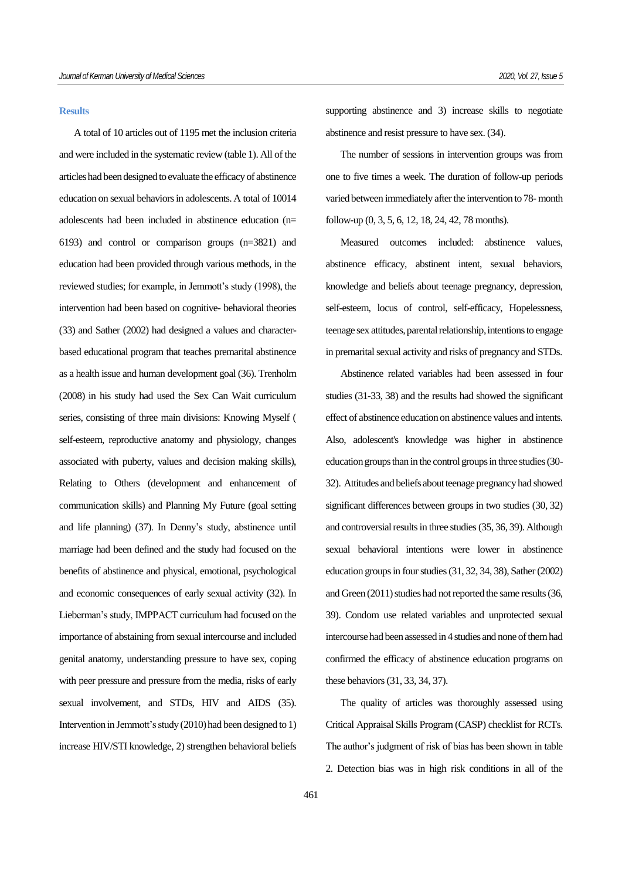## Results

A total of 10 articles out of 1195 met the inclusion criteria and were included in the systematic review (table 1). All of the articles had been designed to evaluate the efficacy of abstinence education on sexual behaviors in adolescents. A total of 10014 adolescents had been included in abstinence education (n= 6193) and control or comparison groups (n=3821) and education had been provided through various methods, in the reviewed studies; for example, in Jemmott's study (1998), the intervention had been based on cognitive- behavioral theories (33) and Sather (2002) had designed a values and character-based educational program that teaches premarital abstinence as a health issue and human development goal (36). Trenholm (2008) in his study had used the Sex Can Wait curriculum series, consisting of three main divisions: Knowing Myself ( self-esteem, reproductive anatomy and physiology, changes associated with puberty, values and decision making skills), Relating to Others (development and enhancement of communication skills) and Planning My Future (goal setting and life planning) (37). In Denny's study, abstinence until marriage had been defined and the study had focused on the benefits of abstinence and physical, emotional, psychological and economic consequences of early sexual activity (32). In Lieberman's study, IMPPACT curriculum had focused on the importance of abstaining from sexual intercourse and included genital anatomy, understanding pressure to have sex, coping with peer pressure and pressure from the media, risks of early sexual involvement, and STDs, HIV and AIDS (35). Intervention in Jemmott's study (2010) had been designed to 1) increase HIV/STI knowledge, 2) strengthen behavioral beliefs supporting abstinence and 3) increase skills to negotiate abstinence and resist pressure to have sex. (34).

The number of sessions in intervention groups was from one to five times a week. The duration of follow-up periods varied between immediately after the intervention to 78- month follow-up (0, 3, 5, 6, 12, 18, 24, 42, 78 months).

Measured outcomes included: abstinence values, abstinence efficacy, abstinent intent, sexual behaviors, knowledge and beliefs about teenage pregnancy, depression, self-esteem, locus of control, self-efficacy, Hopelessness, teenage sex attitudes, parental relationship, intentions to engage in premarital sexual activity and risks of pregnancy and STDs.

Abstinence related variables had been assessed in four studies (31-33, 38) and the results had showed the significant effect of abstinence education on abstinence values and intents. Also, adolescent's knowledge was higher in abstinence education groups than in the control groups in three studies (30-32). Attitudes and beliefs about teenage pregnancy had showed significant differences between groups in two studies (30, 32) and controversial results in three studies (35, 36, 39). Although sexual behavioral intentions were lower in abstinence education groups in four studies (31, 32, 34, 38), Sather (2002) and Green (2011) studies had not reported the same results (36, 39). Condom use related variables and unprotected sexual intercourse had been assessed in 4 studies and none of them had confirmed the efficacy of abstinence education programs on these behaviors (31, 33, 34, 37).

The quality of articles was thoroughly assessed using Critical Appraisal Skills Program (CASP) checklist for RCTs. The author's judgment of risk of bias has been shown in table 2. Detection bias was in high risk conditions in all of the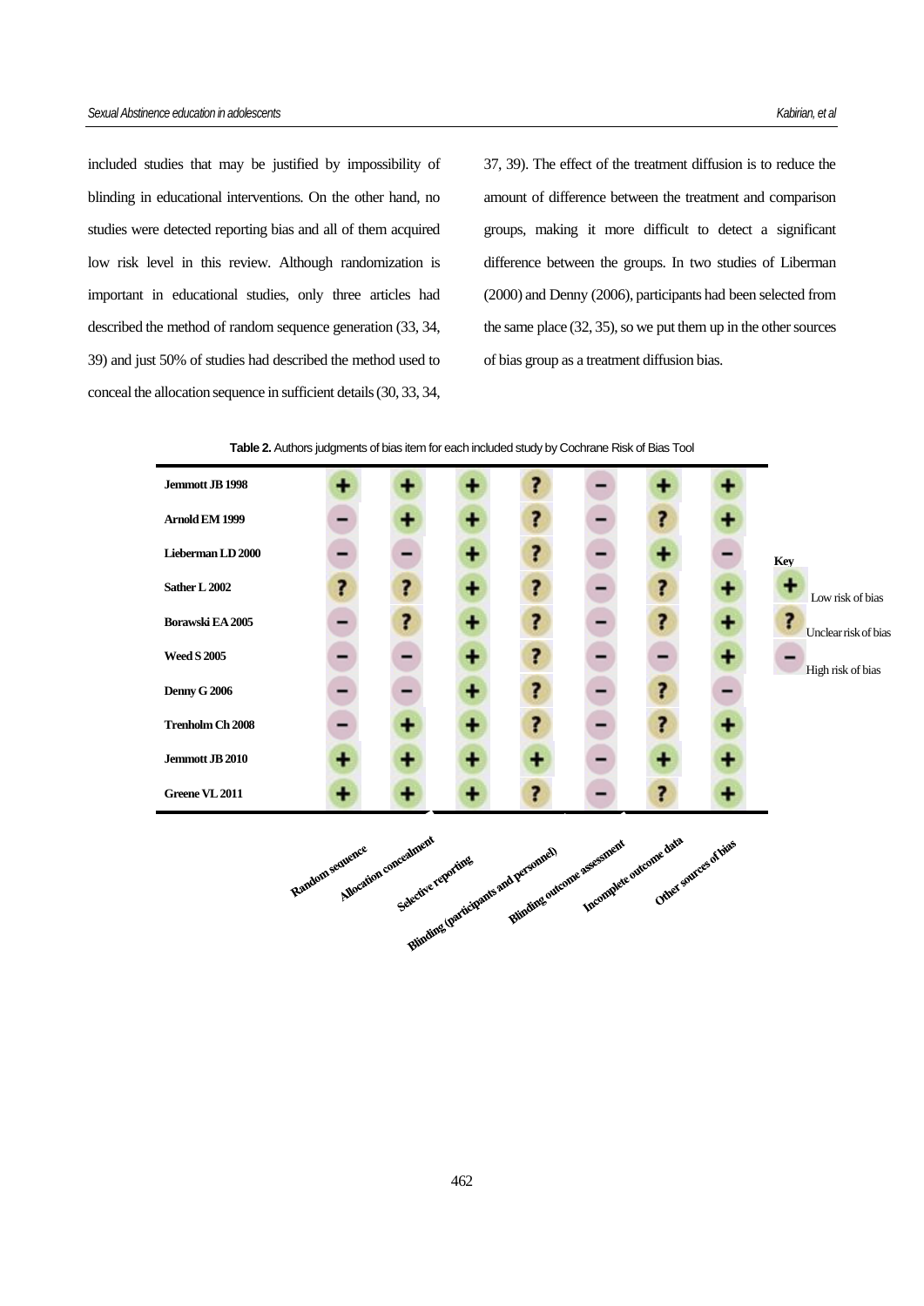included studies that may be justified by impossibility of blinding in educational interventions. On the other hand, no studies were detected reporting bias and all of them acquired low risk level in this review. Although randomization is important in educational studies, only three articles had described the method of random sequence generation (33, 34, 39) and just 50% of studies had described the method used to conceal the allocation sequence in sufficient details (30, 33, 34, 37, 39). The effect of the treatment diffusion is to reduce the amount of difference between the treatment and comparison groups, making it more difficult to detect a significant difference between the groups. In two studies of Liberman (2000) and Denny (2006), participants had been selected from the same place (32, 35), so we put them up in the other sources of bias group as a treatment diffusion bias.

**Table 2.** Authors judgments of bias item for each included study by Cochrane Risk of Bias Tool

| Study | Random sequence | Allocation concealment | Selective reporting | Blinding (participants and personnel) | Blinding outcome assessment | Incomplete outcome data | Other sources of bias |
|---|---|---|---|---|---|---|---|
| Jemmott JB 1998 | + | + | + | ? | − | + | + |
| Arnold EM 1999 | − | + | + | ? | − | ? | + |
| Lieberman LD 2000 | − | − | + | ? | − | + | − |
| Sather L 2002 | ? | ? | + | ? | − | ? | + |
| Borawski EA 2005 | − | ? | + | ? | − | ? | + |
| Weed S 2005 | − | − | + | ? | − | − | + |
| Denny G 2006 | − | − | + | ? | − | ? | − |
| Trenholm Ch 2008 | − | + | + | ? | − | ? | + |
| Jemmott JB 2010 | + | + | + | + | − | + | + |
| Greene VL 2011 | + | + | + | ? | − | ? | + |

**Key**

+ Low risk of bias

? Unclear risk of bias

− High risk of bias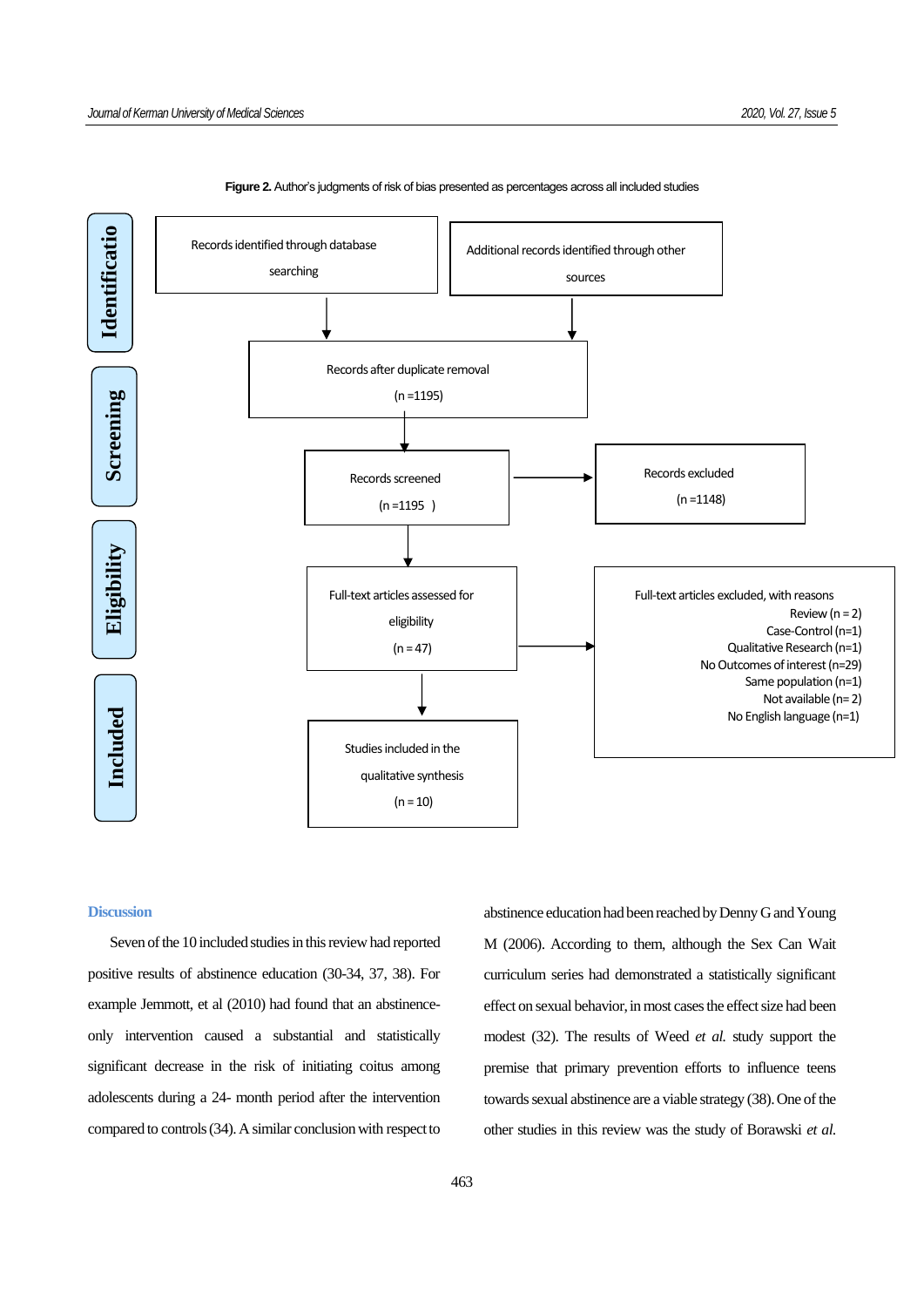**Figure 2.** Author's judgments of risk of bias presented as percentages across all included studies

**Identification**

Records identified through database searching

Additional records identified through other sources

**Screening**

Records after duplicate removal (n =1195)

Records screened (n =1195 )

Records excluded (n =1148)

**Eligibility**

Full-text articles assessed for eligibility (n = 47)

Full-text articles excluded, with reasons
- Review (n = 2)
- Case-Control (n=1)
- Qualitative Research (n=1)
- No Outcomes of interest (n=29)
- Same population (n=1)
- Not available (n= 2)
- No English language (n=1)

**Included**

Studies included in the qualitative synthesis (n = 10)

## Discussion

Seven of the 10 included studies in this review had reported positive results of abstinence education (30-34, 37, 38). For example Jemmott, et al (2010) had found that an abstinence-only intervention caused a substantial and statistically significant decrease in the risk of initiating coitus among adolescents during a 24- month period after the intervention compared to controls (34). A similar conclusion with respect to abstinence education had been reached by Denny G and Young M (2006). According to them, although the Sex Can Wait curriculum series had demonstrated a statistically significant effect on sexual behavior, in most cases the effect size had been modest (32). The results of Weed *et al.* study support the premise that primary prevention efforts to influence teens towards sexual abstinence are a viable strategy (38). One of the other studies in this review was the study of Borawski *et al.*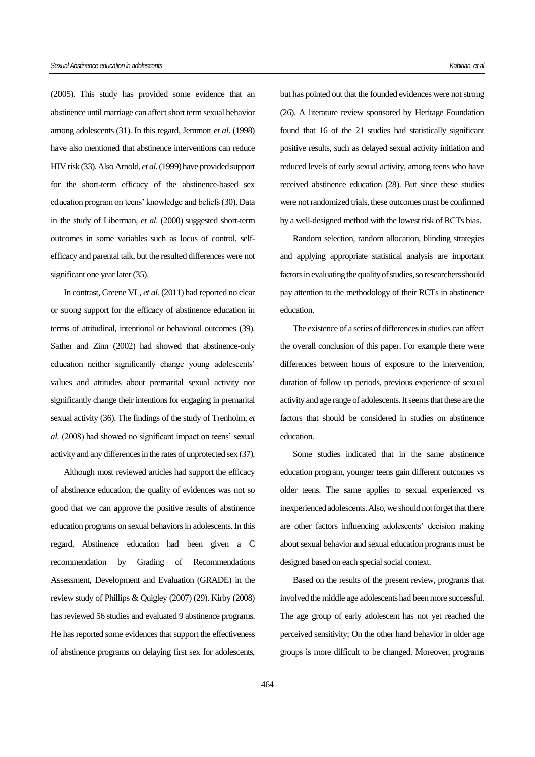(2005). This study has provided some evidence that an abstinence until marriage can affect short term sexual behavior among adolescents (31). In this regard, Jemmott *et al*. (1998) have also mentioned that abstinence interventions can reduce HIV risk (33). Also Arnold, *et al*. (1999) have provided support for the short-term efficacy of the abstinence-based sex education program on teens' knowledge and beliefs (30). Data in the study of Liberman, *et al*. (2000) suggested short-term outcomes in some variables such as locus of control, self-efficacy and parental talk, but the resulted differences were not significant one year later (35).

In contrast, Greene VL, *et al.* (2011) had reported no clear or strong support for the efficacy of abstinence education in terms of attitudinal, intentional or behavioral outcomes (39). Sather and Zinn (2002) had showed that abstinence-only education neither significantly change young adolescents' values and attitudes about premarital sexual activity nor significantly change their intentions for engaging in premarital sexual activity (36). The findings of the study of Trenholm, *et al.* (2008) had showed no significant impact on teens' sexual activity and any differences in the rates of unprotected sex (37).

Although most reviewed articles had support the efficacy of abstinence education, the quality of evidences was not so good that we can approve the positive results of abstinence education programs on sexual behaviors in adolescents. In this regard, Abstinence education had been given a C recommendation by Grading of Recommendations Assessment, Development and Evaluation (GRADE) in the review study of Phillips & Quigley (2007) (29). Kirby (2008) has reviewed 56 studies and evaluated 9 abstinence programs. He has reported some evidences that support the effectiveness of abstinence programs on delaying first sex for adolescents, but has pointed out that the founded evidences were not strong (26). A literature review sponsored by Heritage Foundation found that 16 of the 21 studies had statistically significant positive results, such as delayed sexual activity initiation and reduced levels of early sexual activity, among teens who have received abstinence education (28). But since these studies were not randomized trials, these outcomes must be confirmed by a well-designed method with the lowest risk of RCTs bias.

Random selection, random allocation, blinding strategies and applying appropriate statistical analysis are important factors in evaluating the quality of studies, so researchers should pay attention to the methodology of their RCTs in abstinence education.

The existence of a series of differences in studies can affect the overall conclusion of this paper. For example there were differences between hours of exposure to the intervention, duration of follow up periods, previous experience of sexual activity and age range of adolescents. It seems that these are the factors that should be considered in studies on abstinence education.

Some studies indicated that in the same abstinence education program, younger teens gain different outcomes vs older teens. The same applies to sexual experienced vs inexperienced adolescents. Also, we should not forget that there are other factors influencing adolescents' decision making about sexual behavior and sexual education programs must be designed based on each special social context.

Based on the results of the present review, programs that involved the middle age adolescents had been more successful. The age group of early adolescent has not yet reached the perceived sensitivity; On the other hand behavior in older age groups is more difficult to be changed. Moreover, programs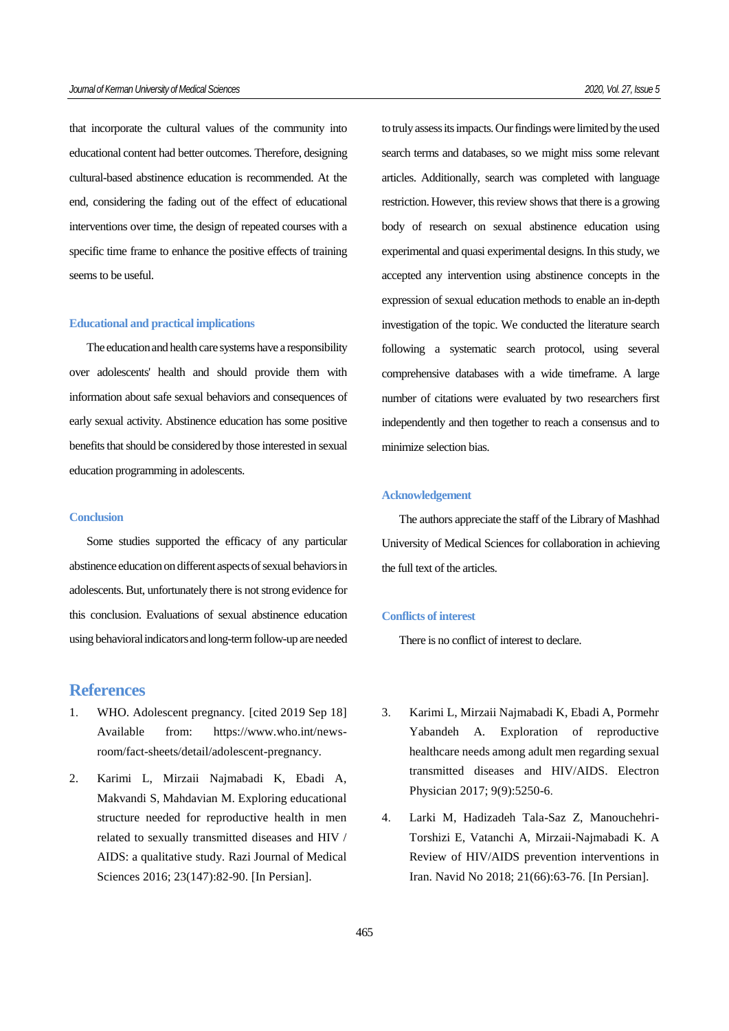that incorporate the cultural values of the community into educational content had better outcomes. Therefore, designing cultural-based abstinence education is recommended. At the end, considering the fading out of the effect of educational interventions over time, the design of repeated courses with a specific time frame to enhance the positive effects of training seems to be useful.

### Educational and practical implications

The education and health care systems have a responsibility over adolescents' health and should provide them with information about safe sexual behaviors and consequences of early sexual activity. Abstinence education has some positive benefits that should be considered by those interested in sexual education programming in adolescents.

### Conclusion

Some studies supported the efficacy of any particular abstinence education on different aspects of sexual behaviors in adolescents. But, unfortunately there is not strong evidence for this conclusion. Evaluations of sexual abstinence education using behavioral indicators and long-term follow-up are needed to truly assess its impacts. Our findings were limited by the used search terms and databases, so we might miss some relevant articles. Additionally, search was completed with language restriction. However, this review shows that there is a growing body of research on sexual abstinence education using experimental and quasi experimental designs. In this study, we accepted any intervention using abstinence concepts in the expression of sexual education methods to enable an in-depth investigation of the topic. We conducted the literature search following a systematic search protocol, using several comprehensive databases with a wide timeframe. A large number of citations were evaluated by two researchers first independently and then together to reach a consensus and to minimize selection bias.

### Acknowledgement

The authors appreciate the staff of the Library of Mashhad University of Medical Sciences for collaboration in achieving the full text of the articles.

### Conflicts of interest

There is no conflict of interest to declare.

## References

1. WHO. Adolescent pregnancy. [cited 2019 Sep 18] Available from: https://www.who.int/news-room/fact-sheets/detail/adolescent-pregnancy.
2. Karimi L, Mirzaii Najmabadi K, Ebadi A, Makvandi S, Mahdavian M. Exploring educational structure needed for reproductive health in men related to sexually transmitted diseases and HIV / AIDS: a qualitative study. Razi Journal of Medical Sciences 2016; 23(147):82-90. [In Persian].
3. Karimi L, Mirzaii Najmabadi K, Ebadi A, Pormehr Yabandeh A. Exploration of reproductive healthcare needs among adult men regarding sexual transmitted diseases and HIV/AIDS. Electron Physician 2017; 9(9):5250-6.
4. Larki M, Hadizadeh Tala-Saz Z, Manouchehri-Torshizi E, Vatanchi A, Mirzaii-Najmabadi K. A Review of HIV/AIDS prevention interventions in Iran. Navid No 2018; 21(66):63-76. [In Persian].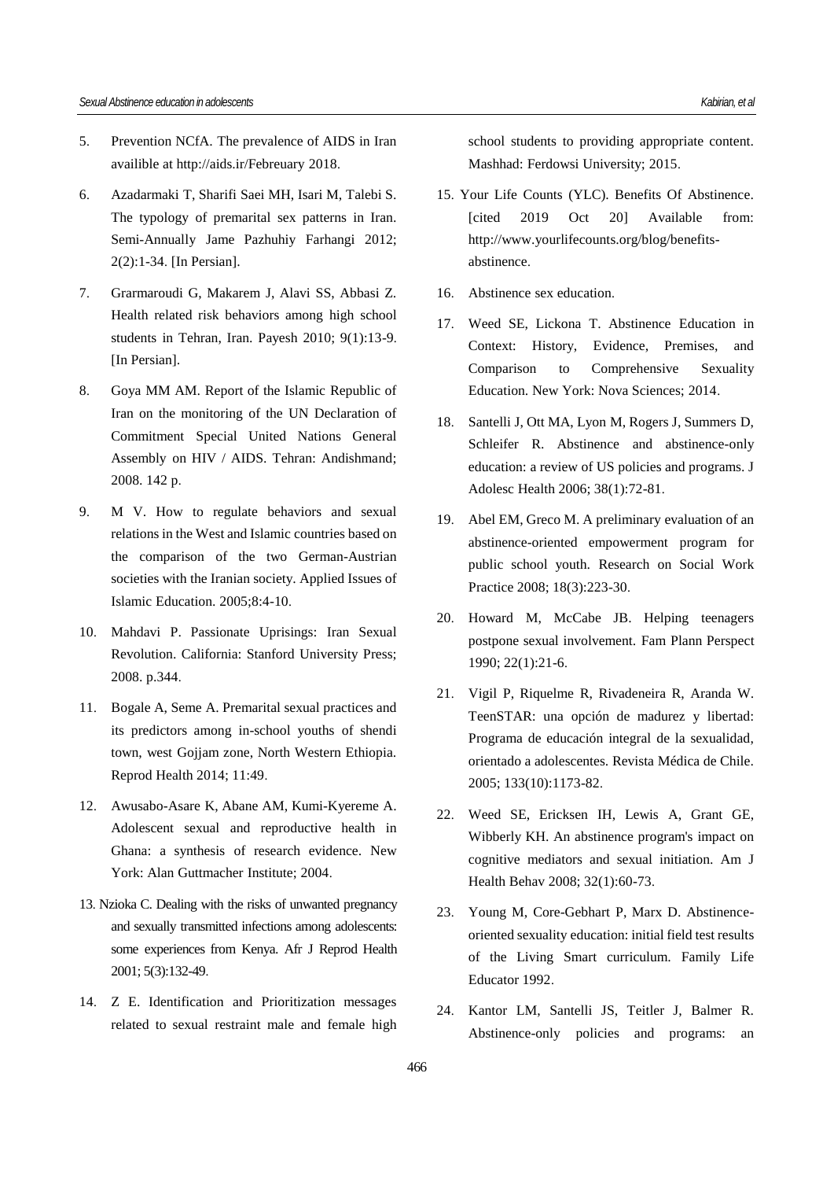5. Prevention NCfA. The prevalence of AIDS in Iran availible at http://aids.ir/Febreuary 2018.

6. Azadarmaki T, Sharifi Saei MH, Isari M, Talebi S. The typology of premarital sex patterns in Iran. Semi-Annually Jame Pazhuhiy Farhangi 2012; 2(2):1-34. [In Persian].

7. Grarmaroudi G, Makarem J, Alavi SS, Abbasi Z. Health related risk behaviors among high school students in Tehran, Iran. Payesh 2010; 9(1):13-9. [In Persian].

8. Goya MM AM. Report of the Islamic Republic of Iran on the monitoring of the UN Declaration of Commitment Special United Nations General Assembly on HIV / AIDS. Tehran: Andishmand; 2008. 142 p.

9. M V. How to regulate behaviors and sexual relations in the West and Islamic countries based on the comparison of the two German-Austrian societies with the Iranian society. Applied Issues of Islamic Education. 2005;8:4-10.

10. Mahdavi P. Passionate Uprisings: Iran Sexual Revolution. California: Stanford University Press; 2008. p.344.

11. Bogale A, Seme A. Premarital sexual practices and its predictors among in-school youths of shendi town, west Gojjam zone, North Western Ethiopia. Reprod Health 2014; 11:49.

12. Awusabo-Asare K, Abane AM, Kumi-Kyereme A. Adolescent sexual and reproductive health in Ghana: a synthesis of research evidence. New York: Alan Guttmacher Institute; 2004.

13. Nzioka C. Dealing with the risks of unwanted pregnancy and sexually transmitted infections among adolescents: some experiences from Kenya. Afr J Reprod Health 2001; 5(3):132-49.

14. Z E. Identification and Prioritization messages related to sexual restraint male and female high school students to providing appropriate content. Mashhad: Ferdowsi University; 2015.

15. Your Life Counts (YLC). Benefits Of Abstinence. [cited 2019 Oct 20] Available from: http://www.yourlifecounts.org/blog/benefits-abstinence.

16. Abstinence sex education.

17. Weed SE, Lickona T. Abstinence Education in Context: History, Evidence, Premises, and Comparison to Comprehensive Sexuality Education. New York: Nova Sciences; 2014.

18. Santelli J, Ott MA, Lyon M, Rogers J, Summers D, Schleifer R. Abstinence and abstinence-only education: a review of US policies and programs. J Adolesc Health 2006; 38(1):72-81.

19. Abel EM, Greco M. A preliminary evaluation of an abstinence-oriented empowerment program for public school youth. Research on Social Work Practice 2008; 18(3):223-30.

20. Howard M, McCabe JB. Helping teenagers postpone sexual involvement. Fam Plann Perspect 1990; 22(1):21-6.

21. Vigil P, Riquelme R, Rivadeneira R, Aranda W. TeenSTAR: una opción de madurez y libertad: Programa de educación integral de la sexualidad, orientado a adolescentes. Revista Médica de Chile. 2005; 133(10):1173-82.

22. Weed SE, Ericksen IH, Lewis A, Grant GE, Wibberly KH. An abstinence program's impact on cognitive mediators and sexual initiation. Am J Health Behav 2008; 32(1):60-73.

23. Young M, Core-Gebhart P, Marx D. Abstinence-oriented sexuality education: initial field test results of the Living Smart curriculum. Family Life Educator 1992.

24. Kantor LM, Santelli JS, Teitler J, Balmer R. Abstinence-only policies and programs: an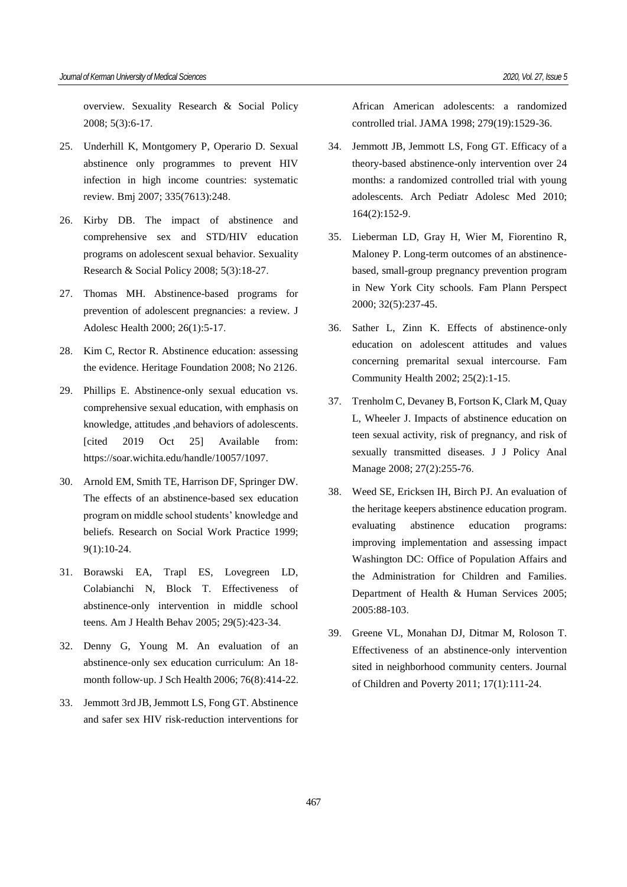overview. Sexuality Research & Social Policy 2008; 5(3):6-17.

25. Underhill K, Montgomery P, Operario D. Sexual abstinence only programmes to prevent HIV infection in high income countries: systematic review. Bmj 2007; 335(7613):248.

26. Kirby DB. The impact of abstinence and comprehensive sex and STD/HIV education programs on adolescent sexual behavior. Sexuality Research & Social Policy 2008; 5(3):18-27.

27. Thomas MH. Abstinence-based programs for prevention of adolescent pregnancies: a review. J Adolesc Health 2000; 26(1):5-17.

28. Kim C, Rector R. Abstinence education: assessing the evidence. Heritage Foundation 2008; No 2126.

29. Phillips E. Abstinence-only sexual education vs. comprehensive sexual education, with emphasis on knowledge, attitudes ,and behaviors of adolescents. [cited 2019 Oct 25] Available from: https://soar.wichita.edu/handle/10057/1097.

30. Arnold EM, Smith TE, Harrison DF, Springer DW. The effects of an abstinence-based sex education program on middle school students' knowledge and beliefs. Research on Social Work Practice 1999; 9(1):10-24.

31. Borawski EA, Trapl ES, Lovegreen LD, Colabianchi N, Block T. Effectiveness of abstinence-only intervention in middle school teens. Am J Health Behav 2005; 29(5):423-34.

32. Denny G, Young M. An evaluation of an abstinence-only sex education curriculum: An 18-month follow-up. J Sch Health 2006; 76(8):414-22.

33. Jemmott 3rd JB, Jemmott LS, Fong GT. Abstinence and safer sex HIV risk-reduction interventions for African American adolescents: a randomized controlled trial. JAMA 1998; 279(19):1529-36.

34. Jemmott JB, Jemmott LS, Fong GT. Efficacy of a theory-based abstinence-only intervention over 24 months: a randomized controlled trial with young adolescents. Arch Pediatr Adolesc Med 2010; 164(2):152-9.

35. Lieberman LD, Gray H, Wier M, Fiorentino R, Maloney P. Long-term outcomes of an abstinence-based, small-group pregnancy prevention program in New York City schools. Fam Plann Perspect 2000; 32(5):237-45.

36. Sather L, Zinn K. Effects of abstinence-only education on adolescent attitudes and values concerning premarital sexual intercourse. Fam Community Health 2002; 25(2):1-15.

37. Trenholm C, Devaney B, Fortson K, Clark M, Quay L, Wheeler J. Impacts of abstinence education on teen sexual activity, risk of pregnancy, and risk of sexually transmitted diseases. J J Policy Anal Manage 2008; 27(2):255-76.

38. Weed SE, Ericksen IH, Birch PJ. An evaluation of the heritage keepers abstinence education program. evaluating abstinence education programs: improving implementation and assessing impact Washington DC: Office of Population Affairs and the Administration for Children and Families. Department of Health & Human Services 2005; 2005:88-103.

39. Greene VL, Monahan DJ, Ditmar M, Roloson T. Effectiveness of an abstinence-only intervention sited in neighborhood community centers. Journal of Children and Poverty 2011; 17(1):111-24.